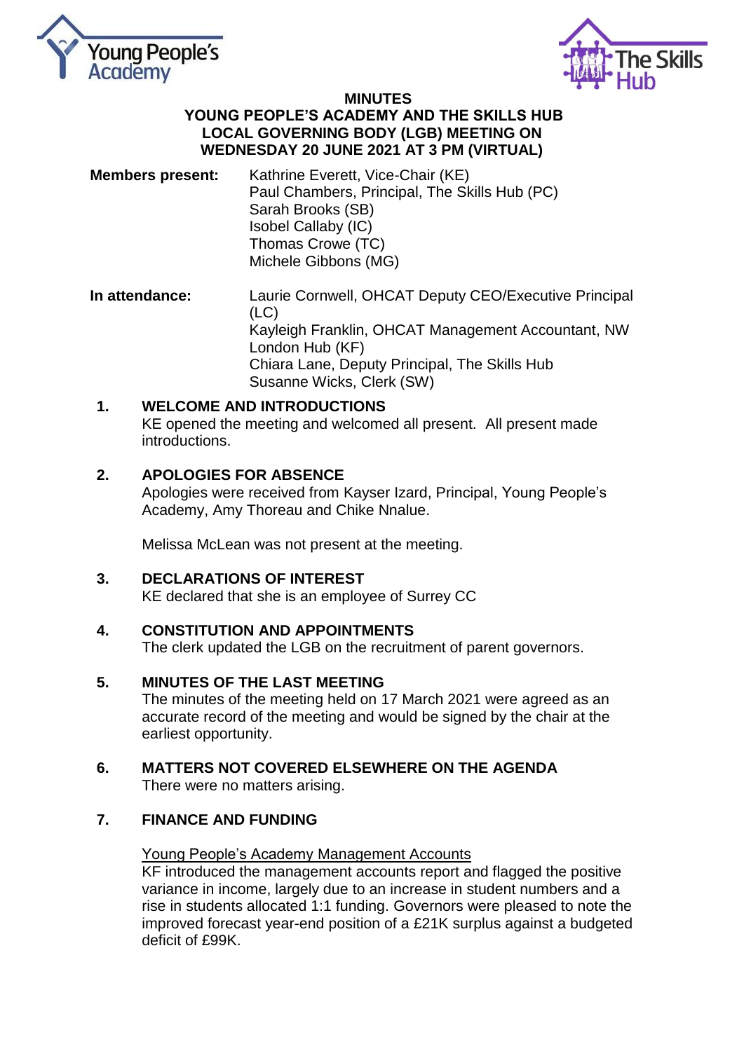**MINUTES**
**YOUNG PEOPLE'S ACADEMY AND THE SKILLS HUB**
**LOCAL GOVERNING BODY (LGB) MEETING ON**
**WEDNESDAY 20 JUNE 2021 AT 3 PM (VIRTUAL)**

**Members present:**
Kathrine Everett, Vice-Chair (KE)
Paul Chambers, Principal, The Skills Hub (PC)
Sarah Brooks (SB)
Isobel Callaby (IC)
Thomas Crowe (TC)
Michele Gibbons (MG)

**In attendance:**
Laurie Cornwell, OHCAT Deputy CEO/Executive Principal (LC)
Kayleigh Franklin, OHCAT Management Accountant, NW London Hub (KF)
Chiara Lane, Deputy Principal, The Skills Hub
Susanne Wicks, Clerk (SW)

## 1. WELCOME AND INTRODUCTIONS

KE opened the meeting and welcomed all present. All present made introductions.

## 2. APOLOGIES FOR ABSENCE

Apologies were received from Kayser Izard, Principal, Young People's Academy, Amy Thoreau and Chike Nnalue.

Melissa McLean was not present at the meeting.

## 3. DECLARATIONS OF INTEREST

KE declared that she is an employee of Surrey CC

## 4. CONSTITUTION AND APPOINTMENTS

The clerk updated the LGB on the recruitment of parent governors.

## 5. MINUTES OF THE LAST MEETING

The minutes of the meeting held on 17 March 2021 were agreed as an accurate record of the meeting and would be signed by the chair at the earliest opportunity.

## 6. MATTERS NOT COVERED ELSEWHERE ON THE AGENDA

There were no matters arising.

## 7. FINANCE AND FUNDING

Young People's Academy Management Accounts

KF introduced the management accounts report and flagged the positive variance in income, largely due to an increase in student numbers and a rise in students allocated 1:1 funding. Governors were pleased to note the improved forecast year-end position of a £21K surplus against a budgeted deficit of £99K.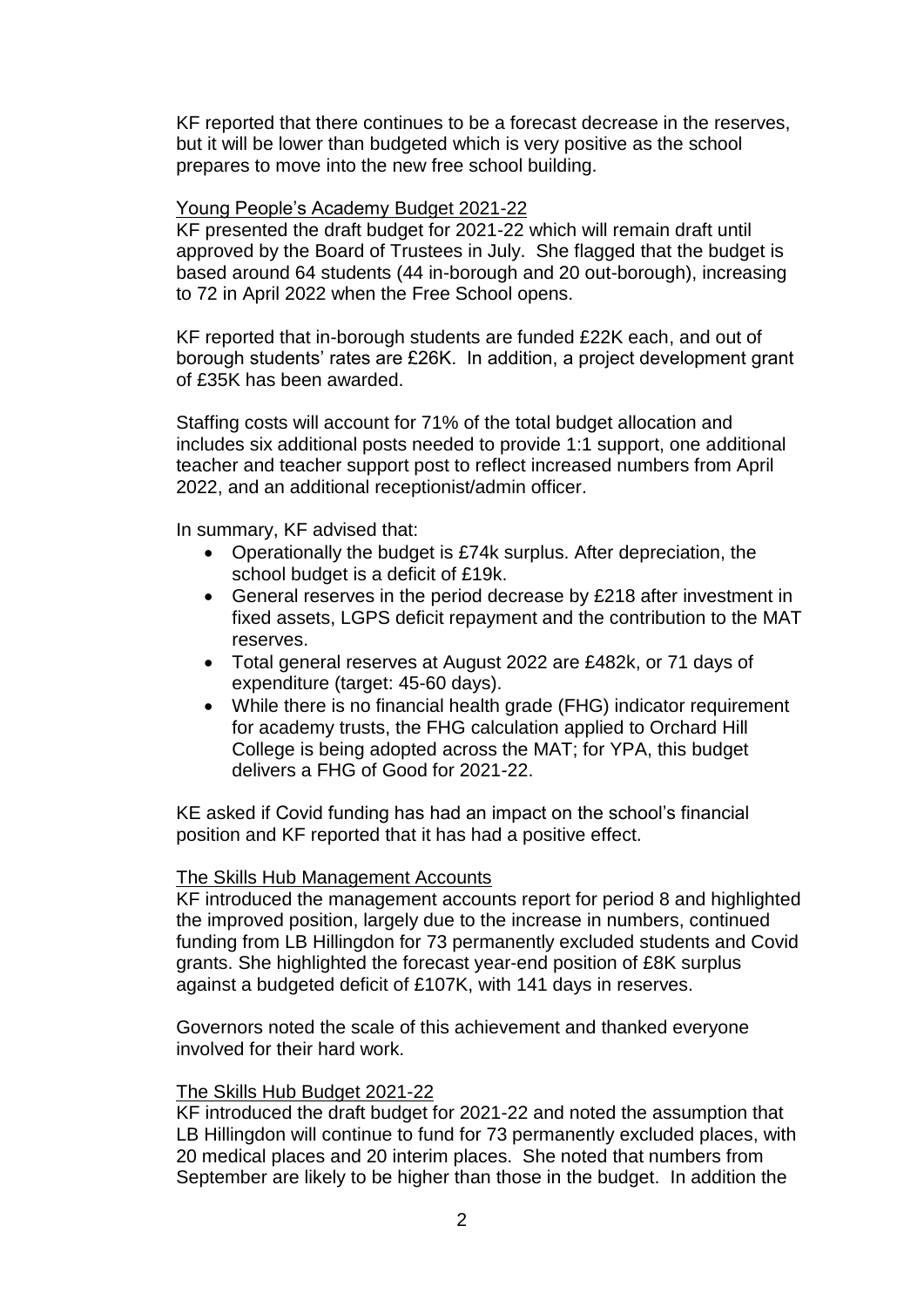KF reported that there continues to be a forecast decrease in the reserves, but it will be lower than budgeted which is very positive as the school prepares to move into the new free school building.

Young People's Academy Budget 2021-22

KF presented the draft budget for 2021-22 which will remain draft until approved by the Board of Trustees in July. She flagged that the budget is based around 64 students (44 in-borough and 20 out-borough), increasing to 72 in April 2022 when the Free School opens.

KF reported that in-borough students are funded £22K each, and out of borough students' rates are £26K. In addition, a project development grant of £35K has been awarded.

Staffing costs will account for 71% of the total budget allocation and includes six additional posts needed to provide 1:1 support, one additional teacher and teacher support post to reflect increased numbers from April 2022, and an additional receptionist/admin officer.

In summary, KF advised that:

- Operationally the budget is £74k surplus. After depreciation, the school budget is a deficit of £19k.
- General reserves in the period decrease by £218 after investment in fixed assets, LGPS deficit repayment and the contribution to the MAT reserves.
- Total general reserves at August 2022 are £482k, or 71 days of expenditure (target: 45-60 days).
- While there is no financial health grade (FHG) indicator requirement for academy trusts, the FHG calculation applied to Orchard Hill College is being adopted across the MAT; for YPA, this budget delivers a FHG of Good for 2021-22.

KE asked if Covid funding has had an impact on the school's financial position and KF reported that it has had a positive effect.

The Skills Hub Management Accounts

KF introduced the management accounts report for period 8 and highlighted the improved position, largely due to the increase in numbers, continued funding from LB Hillingdon for 73 permanently excluded students and Covid grants. She highlighted the forecast year-end position of £8K surplus against a budgeted deficit of £107K, with 141 days in reserves.

Governors noted the scale of this achievement and thanked everyone involved for their hard work.

The Skills Hub Budget 2021-22

KF introduced the draft budget for 2021-22 and noted the assumption that LB Hillingdon will continue to fund for 73 permanently excluded places, with 20 medical places and 20 interim places. She noted that numbers from September are likely to be higher than those in the budget. In addition the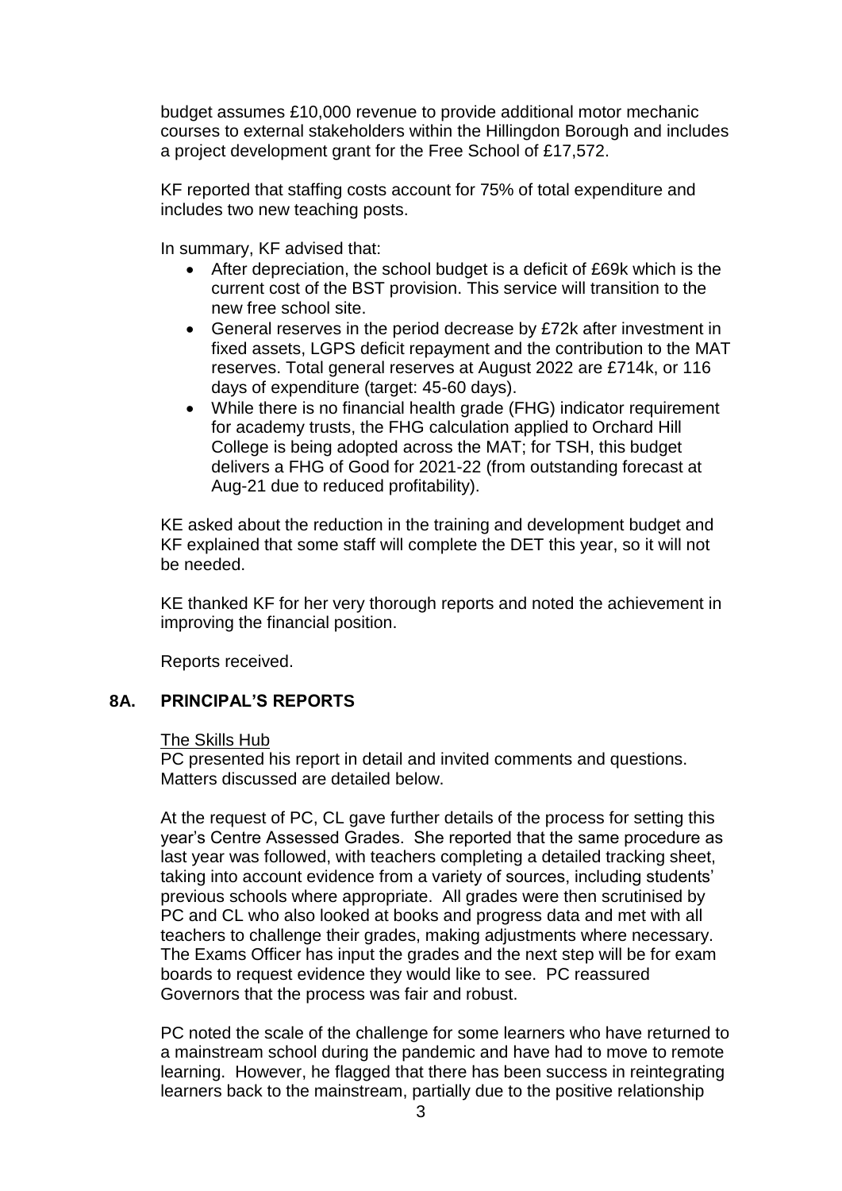budget assumes £10,000 revenue to provide additional motor mechanic courses to external stakeholders within the Hillingdon Borough and includes a project development grant for the Free School of £17,572.

KF reported that staffing costs account for 75% of total expenditure and includes two new teaching posts.

In summary, KF advised that:

- After depreciation, the school budget is a deficit of £69k which is the current cost of the BST provision. This service will transition to the new free school site.
- General reserves in the period decrease by £72k after investment in fixed assets, LGPS deficit repayment and the contribution to the MAT reserves. Total general reserves at August 2022 are £714k, or 116 days of expenditure (target: 45-60 days).
- While there is no financial health grade (FHG) indicator requirement for academy trusts, the FHG calculation applied to Orchard Hill College is being adopted across the MAT; for TSH, this budget delivers a FHG of Good for 2021-22 (from outstanding forecast at Aug-21 due to reduced profitability).

KE asked about the reduction in the training and development budget and KF explained that some staff will complete the DET this year, so it will not be needed.

KE thanked KF for her very thorough reports and noted the achievement in improving the financial position.

Reports received.

## 8A. PRINCIPAL'S REPORTS

The Skills Hub

PC presented his report in detail and invited comments and questions. Matters discussed are detailed below.

At the request of PC, CL gave further details of the process for setting this year's Centre Assessed Grades. She reported that the same procedure as last year was followed, with teachers completing a detailed tracking sheet, taking into account evidence from a variety of sources, including students' previous schools where appropriate. All grades were then scrutinised by PC and CL who also looked at books and progress data and met with all teachers to challenge their grades, making adjustments where necessary. The Exams Officer has input the grades and the next step will be for exam boards to request evidence they would like to see. PC reassured Governors that the process was fair and robust.

PC noted the scale of the challenge for some learners who have returned to a mainstream school during the pandemic and have had to move to remote learning. However, he flagged that there has been success in reintegrating learners back to the mainstream, partially due to the positive relationship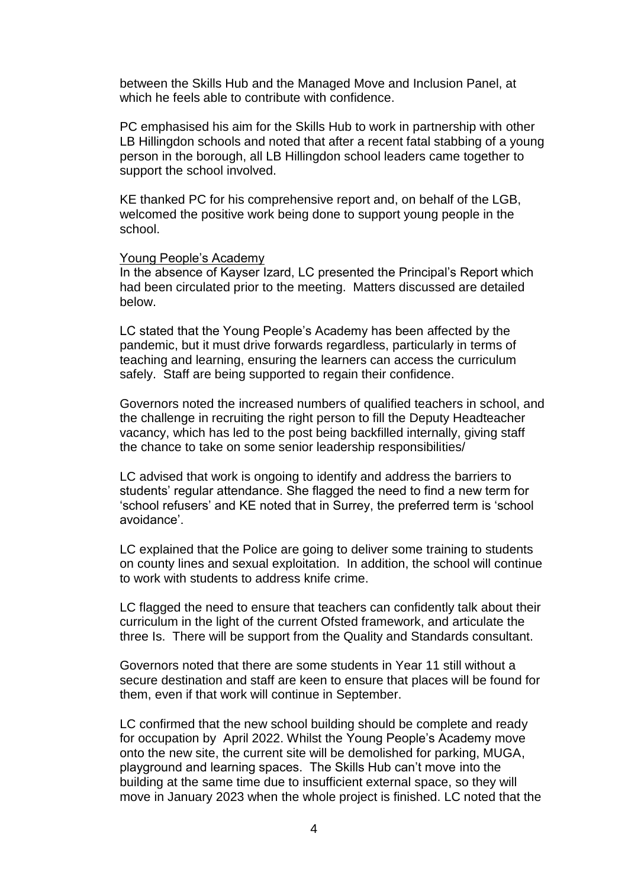between the Skills Hub and the Managed Move and Inclusion Panel, at which he feels able to contribute with confidence.

PC emphasised his aim for the Skills Hub to work in partnership with other LB Hillingdon schools and noted that after a recent fatal stabbing of a young person in the borough, all LB Hillingdon school leaders came together to support the school involved.

KE thanked PC for his comprehensive report and, on behalf of the LGB, welcomed the positive work being done to support young people in the school.

Young People's Academy

In the absence of Kayser Izard, LC presented the Principal's Report which had been circulated prior to the meeting. Matters discussed are detailed below.

LC stated that the Young People's Academy has been affected by the pandemic, but it must drive forwards regardless, particularly in terms of teaching and learning, ensuring the learners can access the curriculum safely. Staff are being supported to regain their confidence.

Governors noted the increased numbers of qualified teachers in school, and the challenge in recruiting the right person to fill the Deputy Headteacher vacancy, which has led to the post being backfilled internally, giving staff the chance to take on some senior leadership responsibilities/

LC advised that work is ongoing to identify and address the barriers to students' regular attendance. She flagged the need to find a new term for 'school refusers' and KE noted that in Surrey, the preferred term is 'school avoidance'.

LC explained that the Police are going to deliver some training to students on county lines and sexual exploitation. In addition, the school will continue to work with students to address knife crime.

LC flagged the need to ensure that teachers can confidently talk about their curriculum in the light of the current Ofsted framework, and articulate the three Is. There will be support from the Quality and Standards consultant.

Governors noted that there are some students in Year 11 still without a secure destination and staff are keen to ensure that places will be found for them, even if that work will continue in September.

LC confirmed that the new school building should be complete and ready for occupation by April 2022. Whilst the Young People's Academy move onto the new site, the current site will be demolished for parking, MUGA, playground and learning spaces. The Skills Hub can't move into the building at the same time due to insufficient external space, so they will move in January 2023 when the whole project is finished. LC noted that the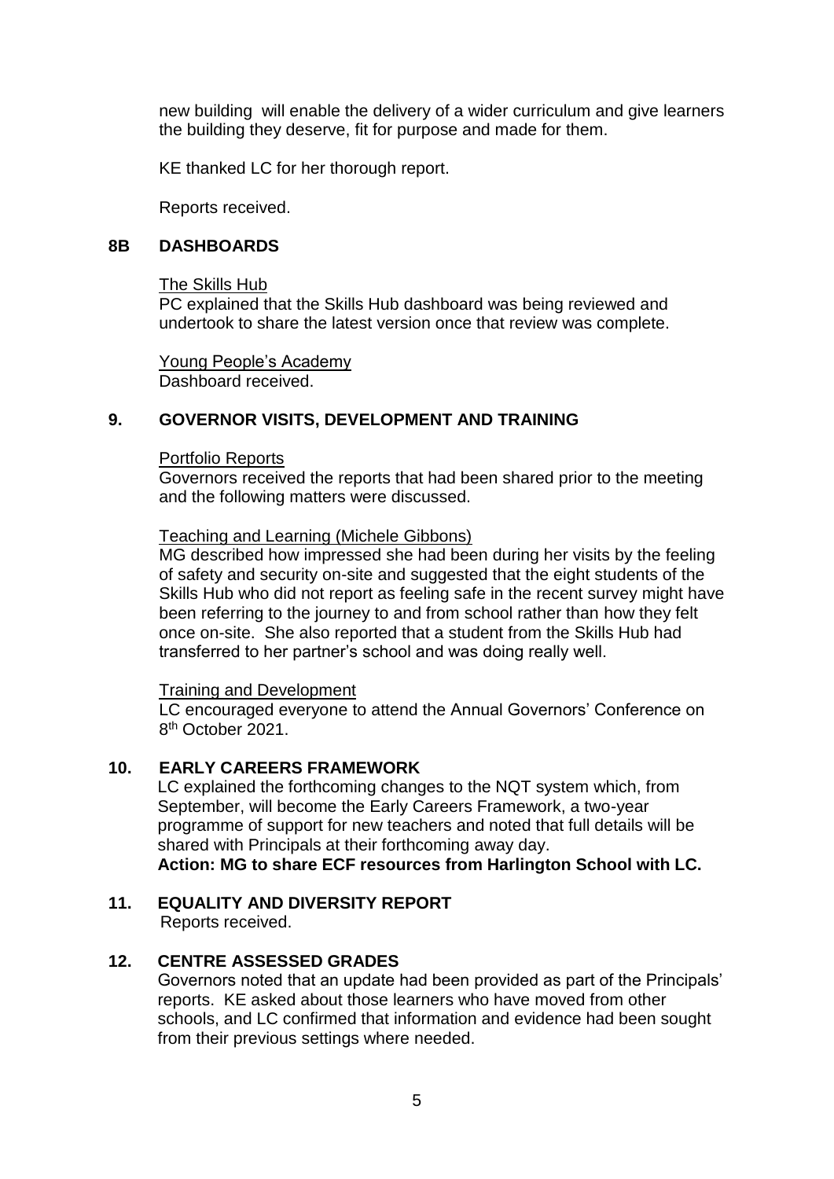new building will enable the delivery of a wider curriculum and give learners the building they deserve, fit for purpose and made for them.

KE thanked LC for her thorough report.

Reports received.

## 8B DASHBOARDS

The Skills Hub

PC explained that the Skills Hub dashboard was being reviewed and undertook to share the latest version once that review was complete.

Young People's Academy

Dashboard received.

## 9. GOVERNOR VISITS, DEVELOPMENT AND TRAINING

Portfolio Reports

Governors received the reports that had been shared prior to the meeting and the following matters were discussed.

Teaching and Learning (Michele Gibbons)

MG described how impressed she had been during her visits by the feeling of safety and security on-site and suggested that the eight students of the Skills Hub who did not report as feeling safe in the recent survey might have been referring to the journey to and from school rather than how they felt once on-site. She also reported that a student from the Skills Hub had transferred to her partner's school and was doing really well.

Training and Development

LC encouraged everyone to attend the Annual Governors' Conference on 8th October 2021.

## 10. EARLY CAREERS FRAMEWORK

LC explained the forthcoming changes to the NQT system which, from September, will become the Early Careers Framework, a two-year programme of support for new teachers and noted that full details will be shared with Principals at their forthcoming away day.

**Action: MG to share ECF resources from Harlington School with LC.**

## 11. EQUALITY AND DIVERSITY REPORT

Reports received.

## 12. CENTRE ASSESSED GRADES

Governors noted that an update had been provided as part of the Principals' reports. KE asked about those learners who have moved from other schools, and LC confirmed that information and evidence had been sought from their previous settings where needed.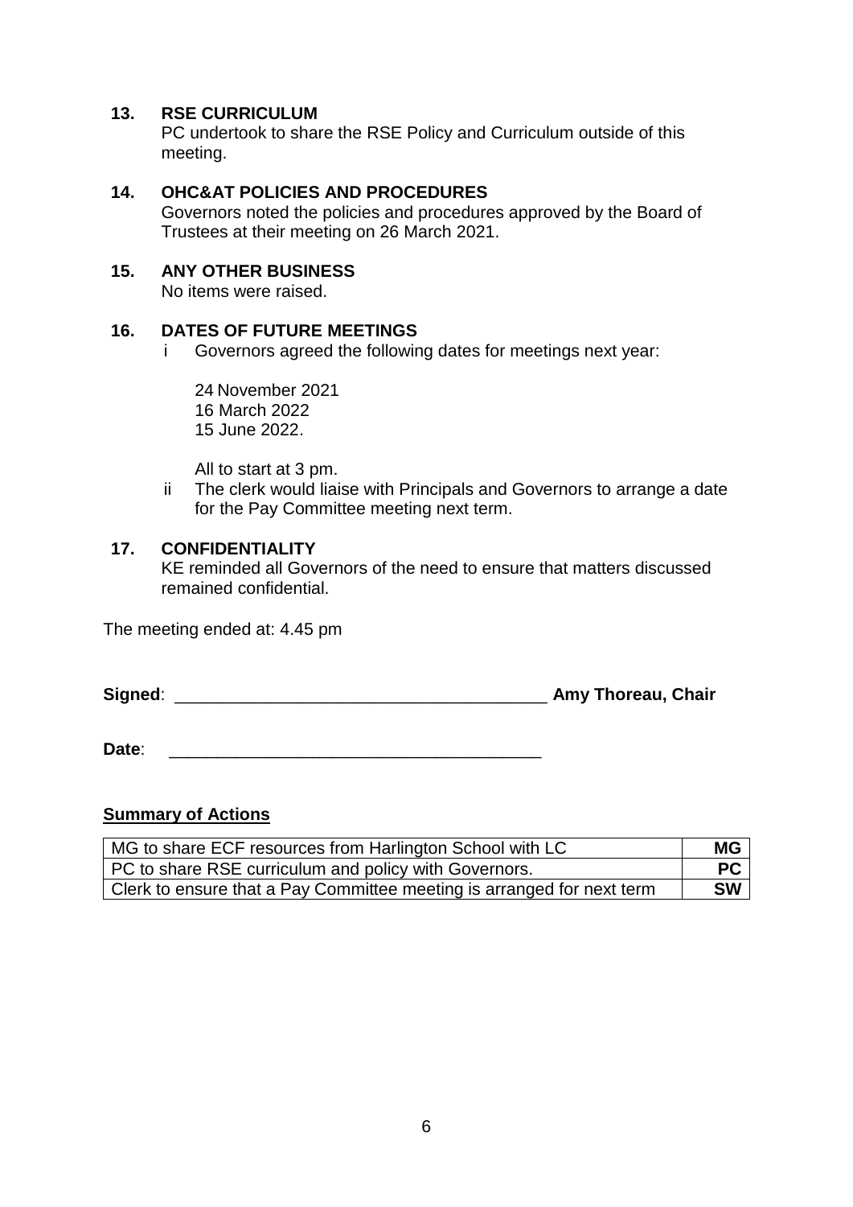**13. RSE CURRICULUM**

PC undertook to share the RSE Policy and Curriculum outside of this meeting.

**14. OHC&AT POLICIES AND PROCEDURES**

Governors noted the policies and procedures approved by the Board of Trustees at their meeting on 26 March 2021.

**15. ANY OTHER BUSINESS**

No items were raised.

**16. DATES OF FUTURE MEETINGS**

i Governors agreed the following dates for meetings next year:

24 November 2021
16 March 2022
15 June 2022.

All to start at 3 pm.

ii The clerk would liaise with Principals and Governors to arrange a date for the Pay Committee meeting next term.

**17. CONFIDENTIALITY**

KE reminded all Governors of the need to ensure that matters discussed remained confidential.

The meeting ended at: 4.45 pm

**Signed**: _______________________________________ **Amy Thoreau, Chair**

**Date**: _______________________________________

**Summary of Actions**

| | |
|---|---|
| MG to share ECF resources from Harlington School with LC | **MG** |
| PC to share RSE curriculum and policy with Governors. | **PC** |
| Clerk to ensure that a Pay Committee meeting is arranged for next term | **SW** |